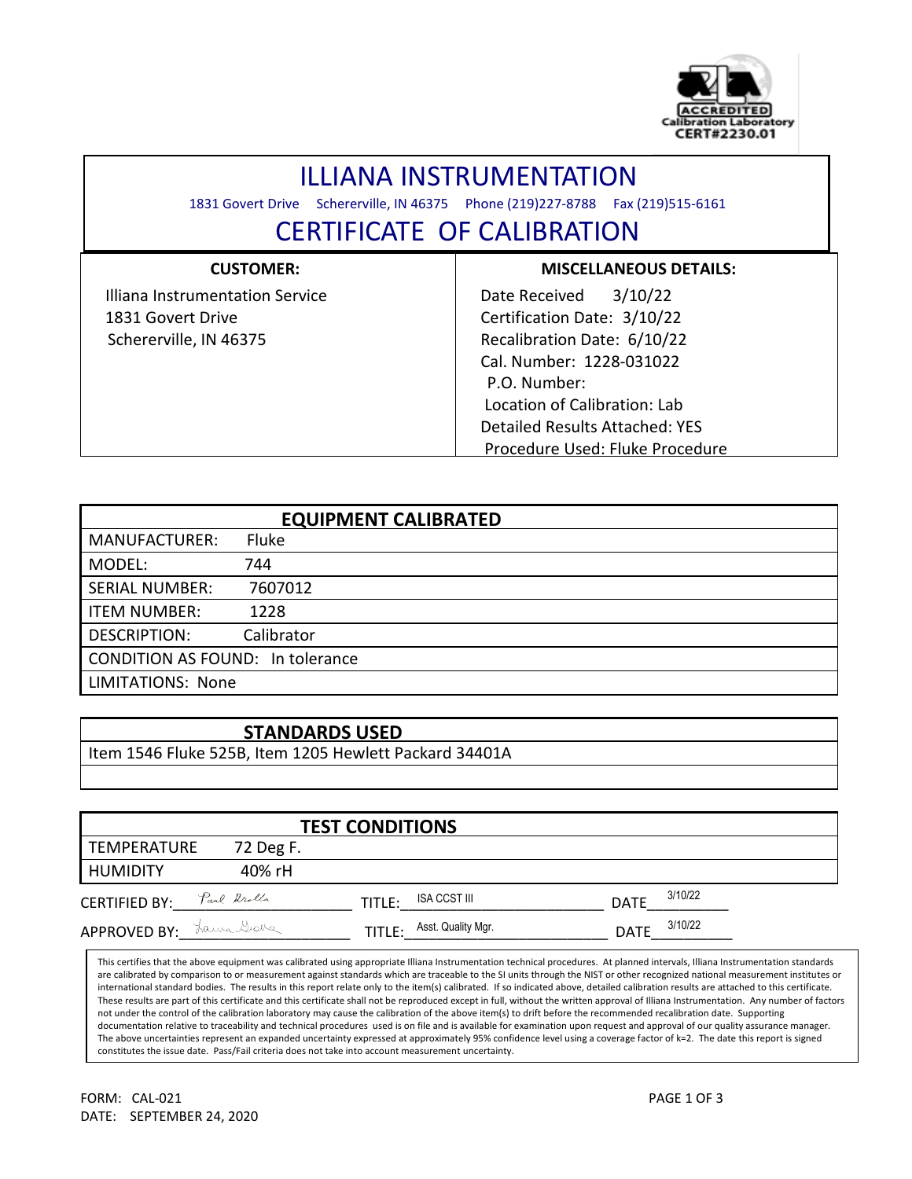ACCREDITED
Calibration Laboratory
CERT#2230.01

# ILLIANA INSTRUMENTATION

1831 Govert Drive Schererville, IN 46375 Phone (219)227-8788 Fax (219)515-6161

## CERTIFICATE OF CALIBRATION

| CUSTOMER: | MISCELLANEOUS DETAILS: |
|---|---|
| Illiana Instrumentation Service<br>1831 Govert Drive<br>Schererville, IN 46375 | Date Received 3/10/22<br>Certification Date: 3/10/22<br>Recalibration Date: 6/10/22<br>Cal. Number: 1228-031022<br>P.O. Number:<br>Location of Calibration: Lab<br>Detailed Results Attached: YES<br>Procedure Used: Fluke Procedure |

| EQUIPMENT CALIBRATED | |
|---|---|
| MANUFACTURER: | Fluke |
| MODEL: | 744 |
| SERIAL NUMBER: | 7607012 |
| ITEM NUMBER: | 1228 |
| DESCRIPTION: | Calibrator |
| CONDITION AS FOUND: | In tolerance |
| LIMITATIONS: | None |

| STANDARDS USED |
|---|
| Item 1546 Fluke 525B, Item 1205 Hewlett Packard 34401A |

| TEST CONDITIONS | |
|---|---|
| TEMPERATURE | 72 Deg F. |
| HUMIDITY | 40% rH |

CERTIFIED BY: Paul Drolla TITLE: ISA CCST III DATE 3/10/22

APPROVED BY: Laura Giotta TITLE: Asst. Quality Mgr. DATE 3/10/22

This certifies that the above equipment was calibrated using appropriate Illiana Instrumentation technical procedures. At planned intervals, Illiana Instrumentation standards are calibrated by comparison to or measurement against standards which are traceable to the SI units through the NIST or other recognized national measurement institutes or international standard bodies. The results in this report relate only to the item(s) calibrated. If so indicated above, detailed calibration results are attached to this certificate. These results are part of this certificate and this certificate shall not be reproduced except in full, without the written approval of Illiana Instrumentation. Any number of factors not under the control of the calibration laboratory may cause the calibration of the above item(s) to drift before the recommended recalibration date. Supporting documentation relative to traceability and technical procedures used is on file and is available for examination upon request and approval of our quality assurance manager. The above uncertainties represent an expanded uncertainty expressed at approximately 95% confidence level using a coverage factor of k=2. The date this report is signed constitutes the issue date. Pass/Fail criteria does not take into account measurement uncertainty.

FORM: CAL-021
DATE: SEPTEMBER 24, 2020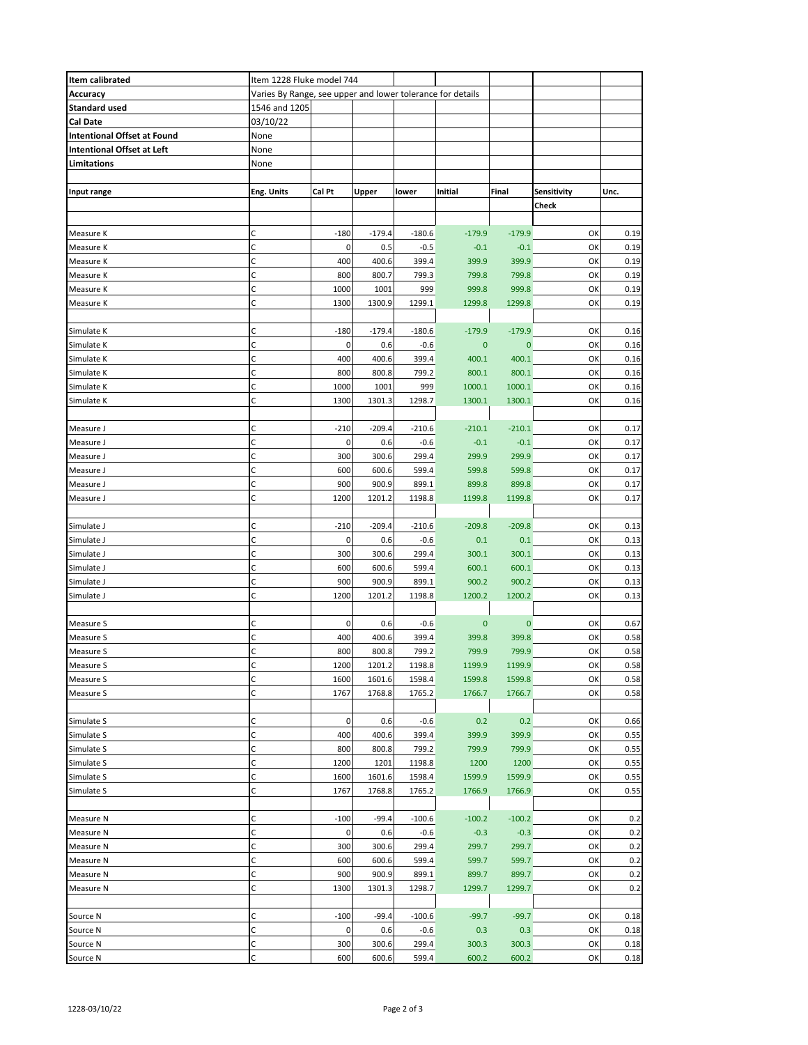| Item calibrated | Item 1228 Fluke model 744 | | | | | | |
|---|---|---|---|---|---|---|---|
| Accuracy | Varies By Range, see upper and lower tolerance for details | | | | | | |
| Standard used | 1546 and 1205 | | | | | | |
| Cal Date | 03/10/22 | | | | | | |
| Intentional Offset at Found | None | | | | | | |
| Intentional Offset at Left | None | | | | | | |
| Limitations | None | | | | | | |
| | | | | | | | |
| Input range | Eng. Units | Cal Pt | Upper | lower | Initial | Final | Sensitivity Check | Unc. |
| | | | | | | | |
| Measure K | C | -180 | -179.4 | -180.6 | -179.9 | -179.9 | OK | 0.19 |
| Measure K | C | 0 | 0.5 | -0.5 | -0.1 | -0.1 | OK | 0.19 |
| Measure K | C | 400 | 400.6 | 399.4 | 399.9 | 399.9 | OK | 0.19 |
| Measure K | C | 800 | 800.7 | 799.3 | 799.8 | 799.8 | OK | 0.19 |
| Measure K | C | 1000 | 1001 | 999 | 999.8 | 999.8 | OK | 0.19 |
| Measure K | C | 1300 | 1300.9 | 1299.1 | 1299.8 | 1299.8 | OK | 0.19 |
| | | | | | | | | |
| Simulate K | C | -180 | -179.4 | -180.6 | -179.9 | -179.9 | OK | 0.16 |
| Simulate K | C | 0 | 0.6 | -0.6 | 0 | 0 | OK | 0.16 |
| Simulate K | C | 400 | 400.6 | 399.4 | 400.1 | 400.1 | OK | 0.16 |
| Simulate K | C | 800 | 800.8 | 799.2 | 800.1 | 800.1 | OK | 0.16 |
| Simulate K | C | 1000 | 1001 | 999 | 1000.1 | 1000.1 | OK | 0.16 |
| Simulate K | C | 1300 | 1301.3 | 1298.7 | 1300.1 | 1300.1 | OK | 0.16 |
| | | | | | | | | |
| Measure J | C | -210 | -209.4 | -210.6 | -210.1 | -210.1 | OK | 0.17 |
| Measure J | C | 0 | 0.6 | -0.6 | -0.1 | -0.1 | OK | 0.17 |
| Measure J | C | 300 | 300.6 | 299.4 | 299.9 | 299.9 | OK | 0.17 |
| Measure J | C | 600 | 600.6 | 599.4 | 599.8 | 599.8 | OK | 0.17 |
| Measure J | C | 900 | 900.9 | 899.1 | 899.8 | 899.8 | OK | 0.17 |
| Measure J | C | 1200 | 1201.2 | 1198.8 | 1199.8 | 1199.8 | OK | 0.17 |
| | | | | | | | | |
| Simulate J | C | -210 | -209.4 | -210.6 | -209.8 | -209.8 | OK | 0.13 |
| Simulate J | C | 0 | 0.6 | -0.6 | 0.1 | 0.1 | OK | 0.13 |
| Simulate J | C | 300 | 300.6 | 299.4 | 300.1 | 300.1 | OK | 0.13 |
| Simulate J | C | 600 | 600.6 | 599.4 | 600.1 | 600.1 | OK | 0.13 |
| Simulate J | C | 900 | 900.9 | 899.1 | 900.2 | 900.2 | OK | 0.13 |
| Simulate J | C | 1200 | 1201.2 | 1198.8 | 1200.2 | 1200.2 | OK | 0.13 |
| | | | | | | | | |
| Measure S | C | 0 | 0.6 | -0.6 | 0 | 0 | OK | 0.67 |
| Measure S | C | 400 | 400.6 | 399.4 | 399.8 | 399.8 | OK | 0.58 |
| Measure S | C | 800 | 800.8 | 799.2 | 799.9 | 799.9 | OK | 0.58 |
| Measure S | C | 1200 | 1201.2 | 1198.8 | 1199.9 | 1199.9 | OK | 0.58 |
| Measure S | C | 1600 | 1601.6 | 1598.4 | 1599.8 | 1599.8 | OK | 0.58 |
| Measure S | C | 1767 | 1768.8 | 1765.2 | 1766.7 | 1766.7 | OK | 0.58 |
| | | | | | | | | |
| Simulate S | C | 0 | 0.6 | -0.6 | 0.2 | 0.2 | OK | 0.66 |
| Simulate S | C | 400 | 400.6 | 399.4 | 399.9 | 399.9 | OK | 0.55 |
| Simulate S | C | 800 | 800.8 | 799.2 | 799.9 | 799.9 | OK | 0.55 |
| Simulate S | C | 1200 | 1201 | 1198.8 | 1200 | 1200 | OK | 0.55 |
| Simulate S | C | 1600 | 1601.6 | 1598.4 | 1599.9 | 1599.9 | OK | 0.55 |
| Simulate S | C | 1767 | 1768.8 | 1765.2 | 1766.9 | 1766.9 | OK | 0.55 |
| | | | | | | | | |
| Measure N | C | -100 | -99.4 | -100.6 | -100.2 | -100.2 | OK | 0.2 |
| Measure N | C | 0 | 0.6 | -0.6 | -0.3 | -0.3 | OK | 0.2 |
| Measure N | C | 300 | 300.6 | 299.4 | 299.7 | 299.7 | OK | 0.2 |
| Measure N | C | 600 | 600.6 | 599.4 | 599.7 | 599.7 | OK | 0.2 |
| Measure N | C | 900 | 900.9 | 899.1 | 899.7 | 899.7 | OK | 0.2 |
| Measure N | C | 1300 | 1301.3 | 1298.7 | 1299.7 | 1299.7 | OK | 0.2 |
| | | | | | | | | |
| Source N | C | -100 | -99.4 | -100.6 | -99.7 | -99.7 | OK | 0.18 |
| Source N | C | 0 | 0.6 | -0.6 | 0.3 | 0.3 | OK | 0.18 |
| Source N | C | 300 | 300.6 | 299.4 | 300.3 | 300.3 | OK | 0.18 |
| Source N | C | 600 | 600.6 | 599.4 | 600.2 | 600.2 | OK | 0.18 |

1228-03/10/22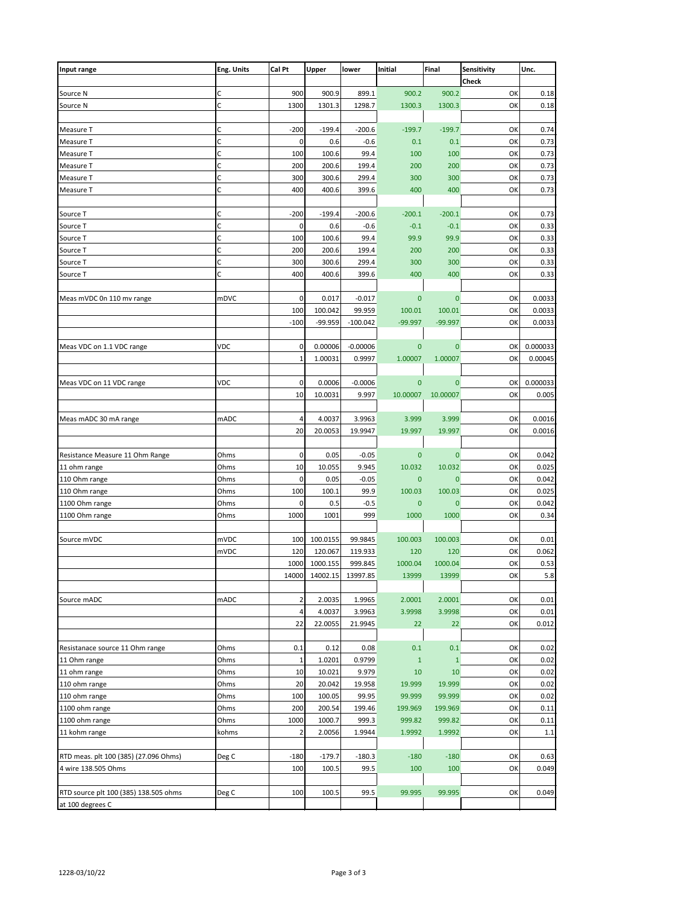| Input range | Eng. Units | Cal Pt | Upper | lower | Initial | Final | Sensitivity Check | Unc. |
|---|---|---|---|---|---|---|---|---|
| Source N | C | 900 | 900.9 | 899.1 | 900.2 | 900.2 | OK | 0.18 |
| Source N | C | 1300 | 1301.3 | 1298.7 | 1300.3 | 1300.3 | OK | 0.18 |
| | | | | | | | | |
| Measure T | C | -200 | -199.4 | -200.6 | -199.7 | -199.7 | OK | 0.74 |
| Measure T | C | 0 | 0.6 | -0.6 | 0.1 | 0.1 | OK | 0.73 |
| Measure T | C | 100 | 100.6 | 99.4 | 100 | 100 | OK | 0.73 |
| Measure T | C | 200 | 200.6 | 199.4 | 200 | 200 | OK | 0.73 |
| Measure T | C | 300 | 300.6 | 299.4 | 300 | 300 | OK | 0.73 |
| Measure T | C | 400 | 400.6 | 399.6 | 400 | 400 | OK | 0.73 |
| | | | | | | | | |
| Source T | C | -200 | -199.4 | -200.6 | -200.1 | -200.1 | OK | 0.73 |
| Source T | C | 0 | 0.6 | -0.6 | -0.1 | -0.1 | OK | 0.33 |
| Source T | C | 100 | 100.6 | 99.4 | 99.9 | 99.9 | OK | 0.33 |
| Source T | C | 200 | 200.6 | 199.4 | 200 | 200 | OK | 0.33 |
| Source T | C | 300 | 300.6 | 299.4 | 300 | 300 | OK | 0.33 |
| Source T | C | 400 | 400.6 | 399.6 | 400 | 400 | OK | 0.33 |
| | | | | | | | | |
| Meas mVDC 0n 110 mv range | mDVC | 0 | 0.017 | -0.017 | 0 | 0 | OK | 0.0033 |
| | | 100 | 100.042 | 99.959 | 100.01 | 100.01 | OK | 0.0033 |
| | | -100 | -99.959 | -100.042 | -99.997 | -99.997 | OK | 0.0033 |
| | | | | | | | | |
| Meas VDC on 1.1 VDC range | VDC | 0 | 0.00006 | -0.00006 | 0 | 0 | OK | 0.000033 |
| | | 1 | 1.00031 | 0.9997 | 1.00007 | 1.00007 | OK | 0.00045 |
| | | | | | | | | |
| Meas VDC on 11 VDC range | VDC | 0 | 0.0006 | -0.0006 | 0 | 0 | OK | 0.000033 |
| | | 10 | 10.0031 | 9.997 | 10.00007 | 10.00007 | OK | 0.005 |
| | | | | | | | | |
| Meas mADC 30 mA range | mADC | 4 | 4.0037 | 3.9963 | 3.999 | 3.999 | OK | 0.0016 |
| | | 20 | 20.0053 | 19.9947 | 19.997 | 19.997 | OK | 0.0016 |
| | | | | | | | | |
| Resistance Measure 11 Ohm Range | Ohms | 0 | 0.05 | -0.05 | 0 | 0 | OK | 0.042 |
| 11 ohm range | Ohms | 10 | 10.055 | 9.945 | 10.032 | 10.032 | OK | 0.025 |
| 110 Ohm range | Ohms | 0 | 0.05 | -0.05 | 0 | 0 | OK | 0.042 |
| 110 Ohm range | Ohms | 100 | 100.1 | 99.9 | 100.03 | 100.03 | OK | 0.025 |
| 1100 Ohm range | Ohms | 0 | 0.5 | -0.5 | 0 | 0 | OK | 0.042 |
| 1100 Ohm range | Ohms | 1000 | 1001 | 999 | 1000 | 1000 | OK | 0.34 |
| | | | | | | | | |
| Source mVDC | mVDC | 100 | 100.0155 | 99.9845 | 100.003 | 100.003 | OK | 0.01 |
| | mVDC | 120 | 120.067 | 119.933 | 120 | 120 | OK | 0.062 |
| | | 1000 | 1000.155 | 999.845 | 1000.04 | 1000.04 | OK | 0.53 |
| | | 14000 | 14002.15 | 13997.85 | 13999 | 13999 | OK | 5.8 |
| | | | | | | | | |
| Source mADC | mADC | 2 | 2.0035 | 1.9965 | 2.0001 | 2.0001 | OK | 0.01 |
| | | 4 | 4.0037 | 3.9963 | 3.9998 | 3.9998 | OK | 0.01 |
| | | 22 | 22.0055 | 21.9945 | 22 | 22 | OK | 0.012 |
| | | | | | | | | |
| Resistanace source 11 Ohm range | Ohms | 0.1 | 0.12 | 0.08 | 0.1 | 0.1 | OK | 0.02 |
| 11 Ohm range | Ohms | 1 | 1.0201 | 0.9799 | 1 | 1 | OK | 0.02 |
| 11 ohm range | Ohms | 10 | 10.021 | 9.979 | 10 | 10 | OK | 0.02 |
| 110 ohm range | Ohms | 20 | 20.042 | 19.958 | 19.999 | 19.999 | OK | 0.02 |
| 110 ohm range | Ohms | 100 | 100.05 | 99.95 | 99.999 | 99.999 | OK | 0.02 |
| 1100 ohm range | Ohms | 200 | 200.54 | 199.46 | 199.969 | 199.969 | OK | 0.11 |
| 1100 ohm range | Ohms | 1000 | 1000.7 | 999.3 | 999.82 | 999.82 | OK | 0.11 |
| 11 kohm range | kohms | 2 | 2.0056 | 1.9944 | 1.9992 | 1.9992 | OK | 1.1 |
| | | | | | | | | |
| RTD meas. plt 100 (385) (27.096 Ohms) | Deg C | -180 | -179.7 | -180.3 | -180 | -180 | OK | 0.63 |
| 4 wire 138.505 Ohms | | 100 | 100.5 | 99.5 | 100 | 100 | OK | 0.049 |
| | | | | | | | | |
| RTD source plt 100 (385) 138.505 ohms | Deg C | 100 | 100.5 | 99.5 | 99.995 | 99.995 | OK | 0.049 |
| at 100 degrees C | | | | | | | | |

1228-03/10/22